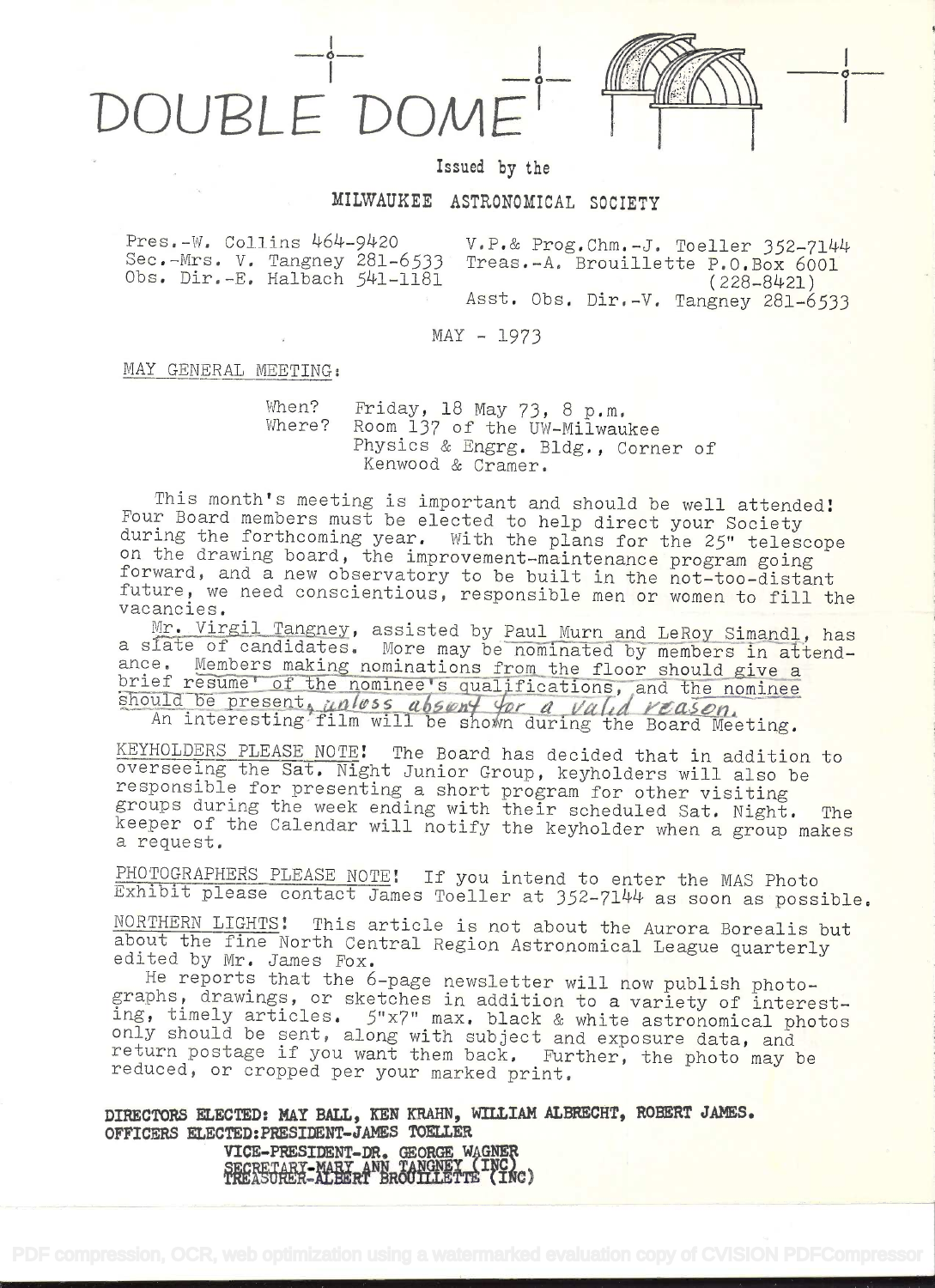# DOUBLE DOME

Issued by the

MILWAUKEE ASTRONOMICAL SOCIETY

Pres.-W. Collins 464-9420
Sec.-Mrs. V. Tangney 281-6533
Obs. Dir.-E. Halbach 541-1181

V.P.& Prog.Chm.-J. Toeller 352-7144
Treas.-A. Brouillette P.O.Box 6001 (228-8421)
Asst. Obs. Dir.-V. Tangney 281-6533

MAY - 1973

## MAY GENERAL MEETING:

When? Friday, 18 May 73, 8 p.m.
Where? Room 137 of the UW-Milwaukee Physics & Engrg. Bldg., Corner of Kenwood & Cramer.

This month's meeting is important and should be well attended! Four Board members must be elected to help direct your Society during the forthcoming year. With the plans for the 25" telescope on the drawing board, the improvement-maintenance program going forward, and a new observatory to be built in the not-too-distant future, we need conscientious, responsible men or women to fill the vacancies.

Mr. Virgil Tangney, assisted by Paul Murn and LeRoy Simandl, has a slate of candidates. More may be nominated by members in attendance. Members making nominations from the floor should give a brief resume' of the nominee's qualifications, and the nominee should be present, *unless absent for a valid reason.*

An interesting film will be shown during the Board Meeting.

**KEYHOLDERS PLEASE NOTE!** The Board has decided that in addition to overseeing the Sat. Night Junior Group, keyholders will also be responsible for presenting a short program for other visiting groups during the week ending with their scheduled Sat. Night. The keeper of the Calendar will notify the keyholder when a group makes a request.

**PHOTOGRAPHERS PLEASE NOTE!** If you intend to enter the MAS Photo Exhibit please contact James Toeller at 352-7144 as soon as possible.

**NORTHERN LIGHTS!** This article is not about the Aurora Borealis but about the fine North Central Region Astronomical League quarterly edited by Mr. James Fox.

He reports that the 6-page newsletter will now publish photographs, drawings, or sketches in addition to a variety of interesting, timely articles. 5"x7" max. black & white astronomical photos only should be sent, along with subject and exposure data, and return postage if you want them back. Further, the photo may be reduced, or cropped per your marked print.

**DIRECTORS ELECTED: MAY BALL, KEN KRAHN, WILLIAM ALBRECHT, ROBERT JAMES.**
**OFFICERS ELECTED: PRESIDENT-JAMES TOELLER**
**VICE-PRESIDENT-DR. GEORGE WAGNER**
**SECRETARY-MARY ANN TANGNEY (INC)**
**TREASURER-ALBERT BROUILLETTE (INC)**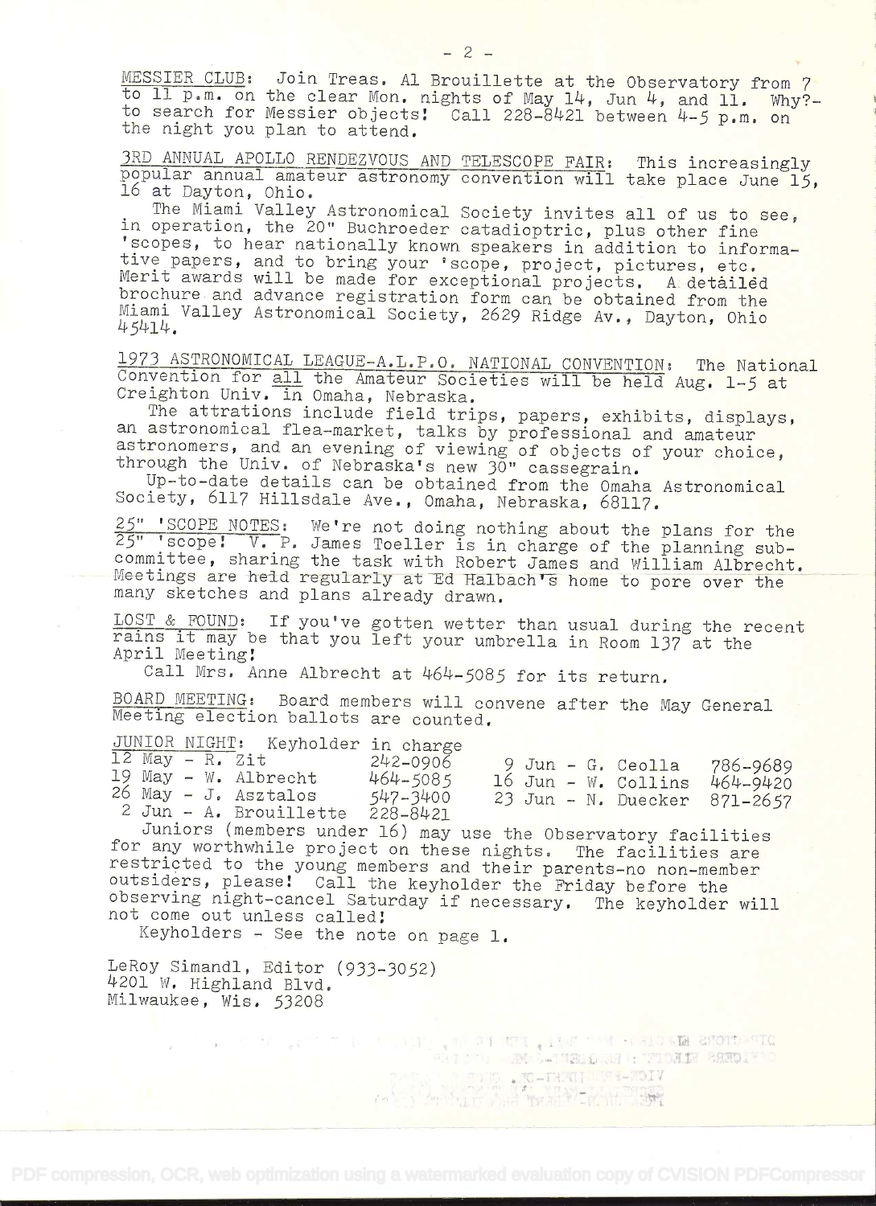MESSIER CLUB: Join Treas. Al Brouillette at the Observatory from 7 to 11 p.m. on the clear Mon. nights of May 14, Jun 4, and 11. Why?- to search for Messier objects! Call 228-8421 between 4-5 p.m. on the night you plan to attend.

3RD ANNUAL APOLLO RENDEZVOUS AND TELESCOPE FAIR: This increasingly popular annual amateur astronomy convention will take place June 15, 16 at Dayton, Ohio.

The Miami Valley Astronomical Society invites all of us to see, in operation, the 20" Buchroeder catadioptric, plus other fine 'scopes, to hear nationally known speakers in addition to informative papers, and to bring your 'scope, project, pictures, etc. Merit awards will be made for exceptional projects. A detailed brochure and advance registration form can be obtained from the Miami Valley Astronomical Society, 2629 Ridge Av., Dayton, Ohio 45414.

1973 ASTRONOMICAL LEAGUE-A.L.P.O. NATIONAL CONVENTION: The National Convention for all the Amateur Societies will be held Aug. 1-5 at Creighton Univ. in Omaha, Nebraska.

The attractions include field trips, papers, exhibits, displays, an astronomical flea-market, talks by professional and amateur astronomers, and an evening of viewing of objects of your choice, through the Univ. of Nebraska's new 30" cassegrain.

Up-to-date details can be obtained from the Omaha Astronomical Society, 6117 Hillsdale Ave., Omaha, Nebraska, 68117.

25" 'SCOPE NOTES: We're not doing nothing about the plans for the 25" 'scope! V. P. James Toeller is in charge of the planning subcommittee, sharing the task with Robert James and William Albrecht. Meetings are held regularly at Ed Halbach's home to pore over the many sketches and plans already drawn.

LOST & FOUND: If you've gotten wetter than usual during the recent rains it may be that you left your umbrella in Room 137 at the April Meeting!

Call Mrs. Anne Albrecht at 464-5085 for its return.

BOARD MEETING: Board members will convene after the May General Meeting election ballots are counted.

JUNIOR NIGHT: Keyholder in charge

| | | | |
|---|---|---|---|
| 12 May - R. Zit | 242-0906 | 9 Jun - G. Ceolla | 786-9689 |
| 19 May - W. Albrecht | 464-5085 | 16 Jun - W. Collins | 464-9420 |
| 26 May - J. Asztalos | 547-3400 | 23 Jun - N. Duecker | 871-2657 |
| 2 Jun - A. Brouillette | 228-8421 | | |

Juniors (members under 16) may use the Observatory facilities for any worthwhile project on these nights. The facilities are restricted to the young members and their parents-no non-member outsiders, please! Call the keyholder the Friday before the observing night-cancel Saturday if necessary. The keyholder will not come out unless called!

Keyholders - See the note on page 1.

LeRoy Simandl, Editor (933-3052)
4201 W. Highland Blvd.
Milwaukee, Wis. 53208